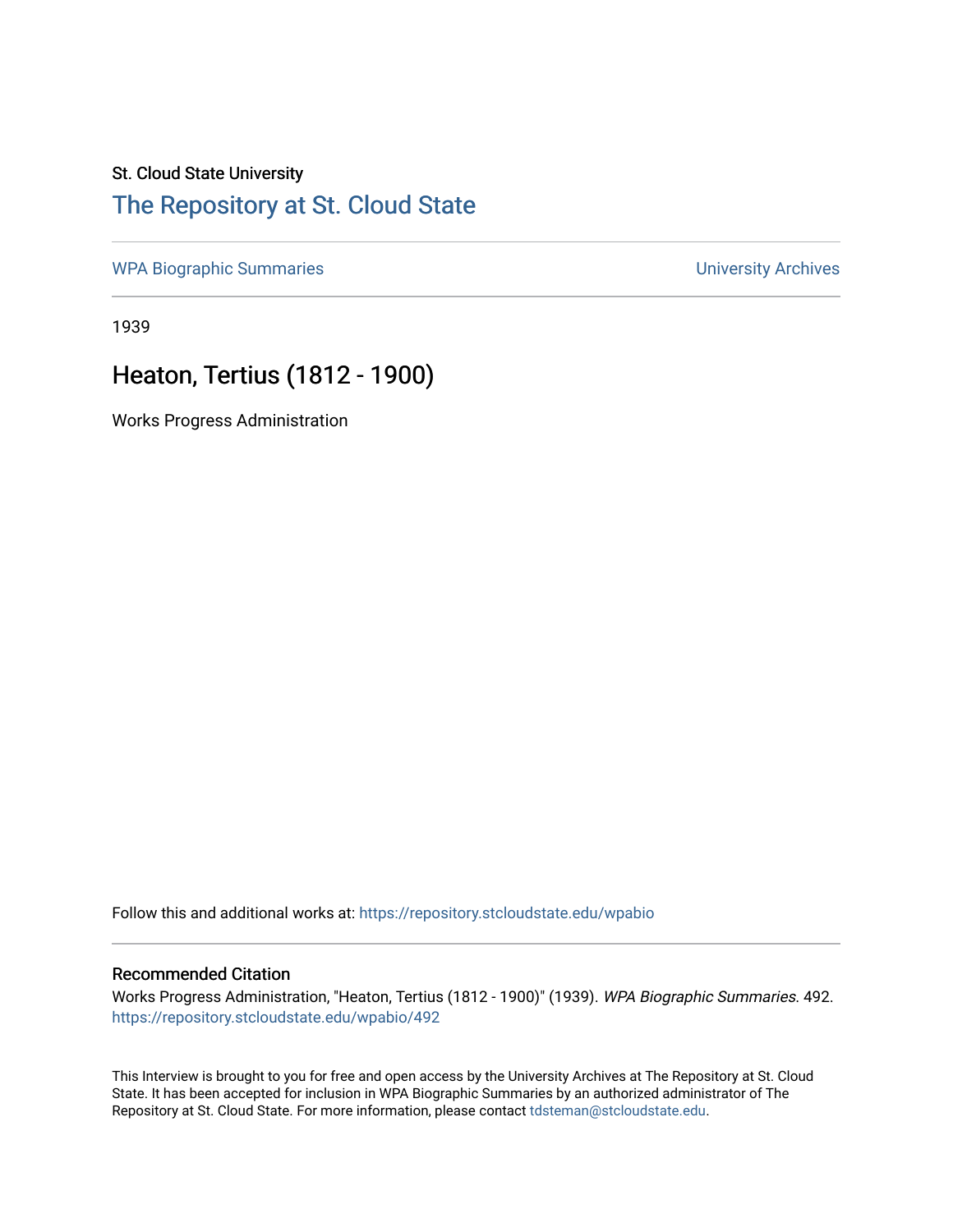St. Cloud State University

# The Repository at St. Cloud State

WPA Biographic Summaries | University Archives

1939

## Heaton, Tertius (1812 - 1900)

Works Progress Administration

Follow this and additional works at: https://repository.stcloudstate.edu/wpabio

### Recommended Citation

Works Progress Administration, "Heaton, Tertius (1812 - 1900)" (1939). *WPA Biographic Summaries*. 492. https://repository.stcloudstate.edu/wpabio/492

This Interview is brought to you for free and open access by the University Archives at The Repository at St. Cloud State. It has been accepted for inclusion in WPA Biographic Summaries by an authorized administrator of The Repository at St. Cloud State. For more information, please contact tdsteman@stcloudstate.edu.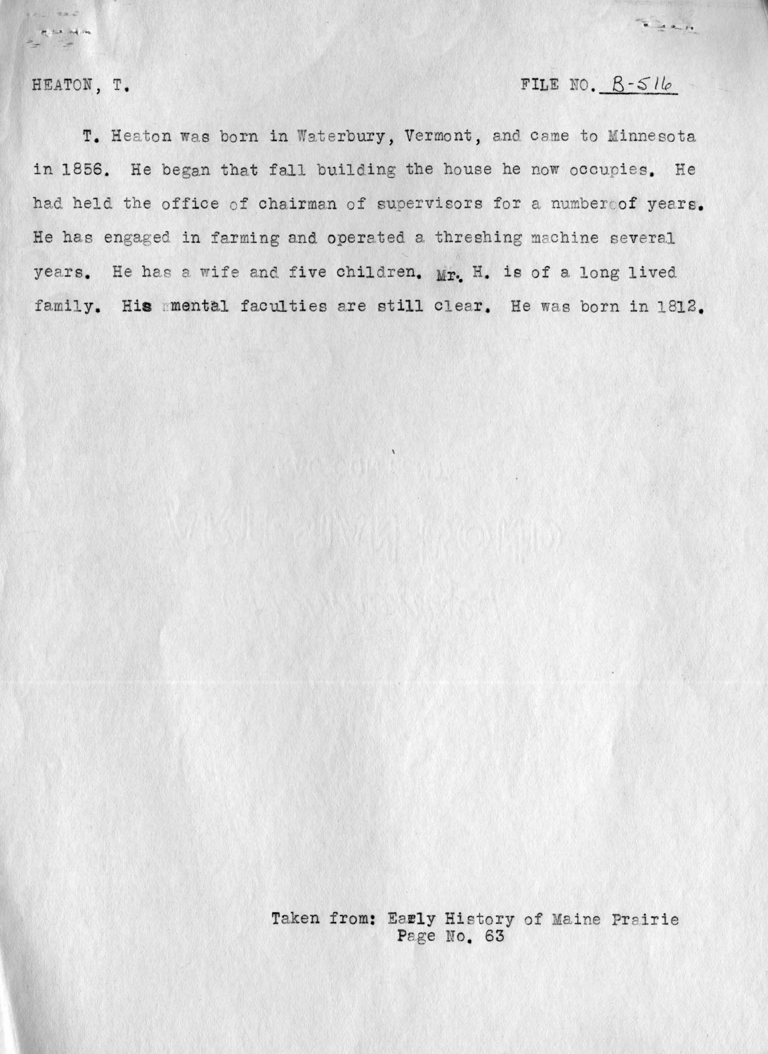HEATON, T. FILE NO. B-516

T. Heaton was born in Waterbury, Vermont, and came to Minnesota in 1856. He began that fall building the house he now occupies. He had held the office of chairman of supervisors for a number of years. He has engaged in farming and operated a threshing machine several years. He has a wife and five children. Mr. H. is of a long lived family. His mental faculties are still clear. He was born in 1812.

Taken from: Early History of Maine Prairie
Page No. 63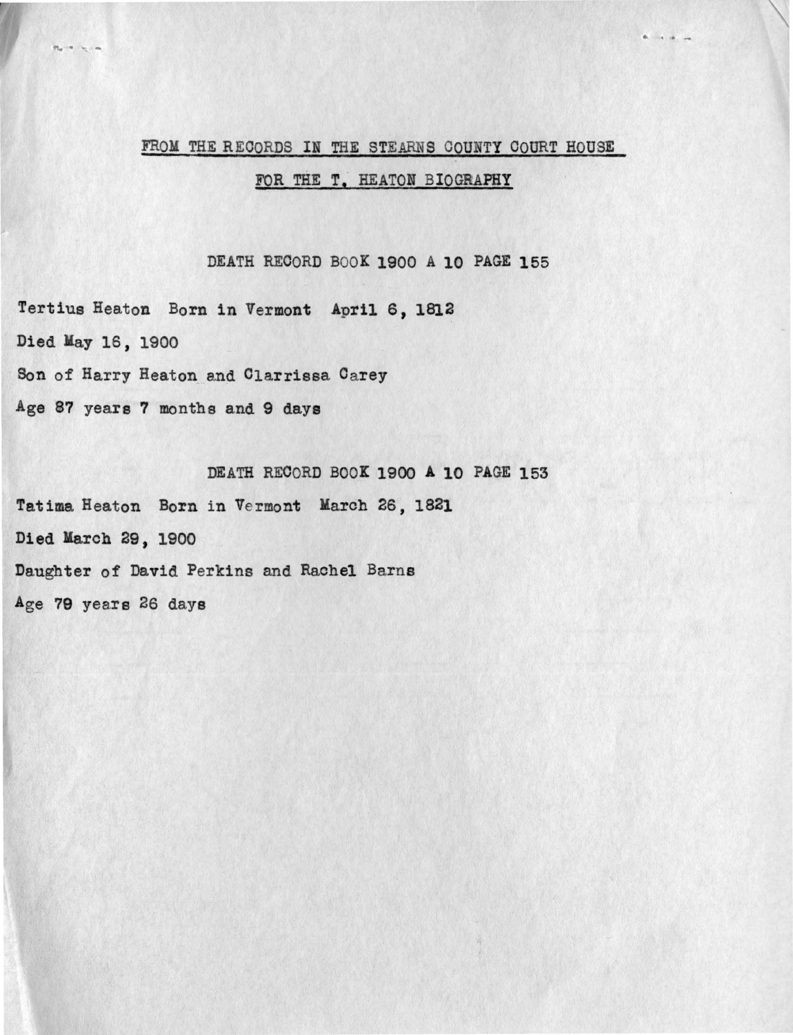## FROM THE RECORDS IN THE STEARNS COUNTY COURT HOUSE

## FOR THE T. HEATON BIOGRAPHY

### DEATH RECORD BOOK 1900 A 10 PAGE 155

Tertius Heaton Born in Vermont April 6, 1812

Died May 16, 1900

Son of Harry Heaton and Clarrissa Carey

Age 87 years 7 months and 9 days

### DEATH RECORD BOOK 1900 A 10 PAGE 153

Tatima Heaton Born in Vermont March 26, 1821

Died March 29, 1900

Daughter of David Perkins and Rachel Barns

Age 79 years 26 days